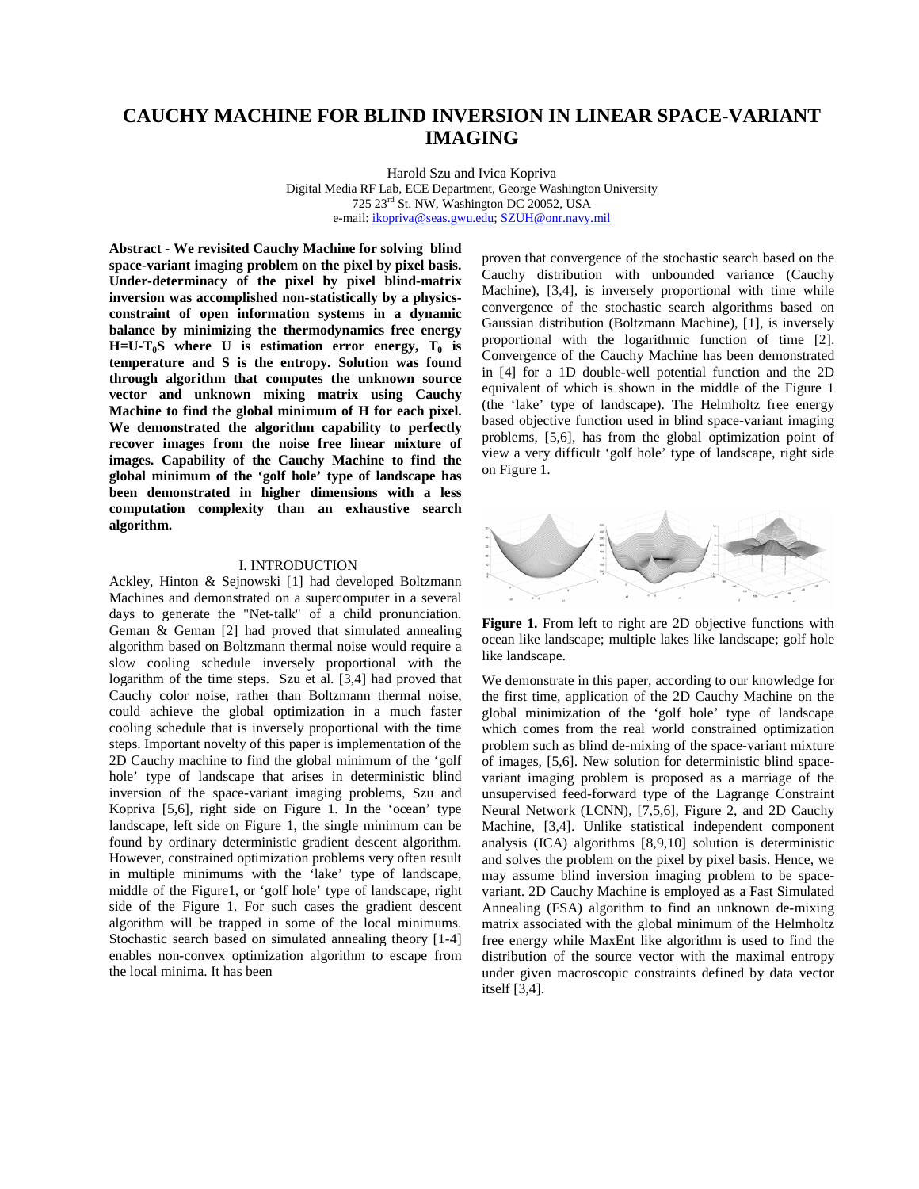# CAUCHY MACHINE FOR BLIND INVERSION IN LINEAR SPACE-VARIANT IMAGING

Harold Szu and Ivica Kopriva
Digital Media RF Lab, ECE Department, George Washington University
725 23rd St. NW, Washington DC 20052, USA
e-mail: ikopriva@seas.gwu.edu; SZUH@onr.navy.mil

**Abstract - We revisited Cauchy Machine for solving blind space-variant imaging problem on the pixel by pixel basis. Under-determinacy of the pixel by pixel blind-matrix inversion was accomplished non-statistically by a physics-constraint of open information systems in a dynamic balance by minimizing the thermodynamics free energy $H=U-T_0S$ where U is estimation error energy, $T_0$ is temperature and S is the entropy. Solution was found through algorithm that computes the unknown source vector and unknown mixing matrix using Cauchy Machine to find the global minimum of H for each pixel. We demonstrated the algorithm capability to perfectly recover images from the noise free linear mixture of images. Capability of the Cauchy Machine to find the global minimum of the 'golf hole' type of landscape has been demonstrated in higher dimensions with a less computation complexity than an exhaustive search algorithm.**

## I. INTRODUCTION

Ackley, Hinton & Sejnowski [1] had developed Boltzmann Machines and demonstrated on a supercomputer in a several days to generate the "Net-talk" of a child pronunciation. Geman & Geman [2] had proved that simulated annealing algorithm based on Boltzmann thermal noise would require a slow cooling schedule inversely proportional with the logarithm of the time steps. Szu et al. [3,4] had proved that Cauchy color noise, rather than Boltzmann thermal noise, could achieve the global optimization in a much faster cooling schedule that is inversely proportional with the time steps. Important novelty of this paper is implementation of the 2D Cauchy machine to find the global minimum of the 'golf hole' type of landscape that arises in deterministic blind inversion of the space-variant imaging problems, Szu and Kopriva [5,6], right side on Figure 1. In the 'ocean' type landscape, left side on Figure 1, the single minimum can be found by ordinary deterministic gradient descent algorithm. However, constrained optimization problems very often result in multiple minimums with the 'lake' type of landscape, middle of the Figure1, or 'golf hole' type of landscape, right side of the Figure 1. For such cases the gradient descent algorithm will be trapped in some of the local minimums. Stochastic search based on simulated annealing theory [1-4] enables non-convex optimization algorithm to escape from the local minima. It has been proven that convergence of the stochastic search based on the Cauchy distribution with unbounded variance (Cauchy Machine), [3,4], is inversely proportional with time while convergence of the stochastic search algorithms based on Gaussian distribution (Boltzmann Machine), [1], is inversely proportional with the logarithmic function of time [2]. Convergence of the Cauchy Machine has been demonstrated in [4] for a 1D double-well potential function and the 2D equivalent of which is shown in the middle of the Figure 1 (the 'lake' type of landscape). The Helmholtz free energy based objective function used in blind space-variant imaging problems, [5,6], has from the global optimization point of view a very difficult 'golf hole' type of landscape, right side on Figure 1.

**Figure 1.** From left to right are 2D objective functions with ocean like landscape; multiple lakes like landscape; golf hole like landscape.

We demonstrate in this paper, according to our knowledge for the first time, application of the 2D Cauchy Machine on the global minimization of the 'golf hole' type of landscape which comes from the real world constrained optimization problem such as blind de-mixing of the space-variant mixture of images, [5,6]. New solution for deterministic blind space-variant imaging problem is proposed as a marriage of the unsupervised feed-forward type of the Lagrange Constraint Neural Network (LCNN), [7,5,6], Figure 2, and 2D Cauchy Machine, [3,4]. Unlike statistical independent component analysis (ICA) algorithms [8,9,10] solution is deterministic and solves the problem on the pixel by pixel basis. Hence, we may assume blind inversion imaging problem to be space-variant. 2D Cauchy Machine is employed as a Fast Simulated Annealing (FSA) algorithm to find an unknown de-mixing matrix associated with the global minimum of the Helmholtz free energy while MaxEnt like algorithm is used to find the distribution of the source vector with the maximal entropy under given macroscopic constraints defined by data vector itself [3,4].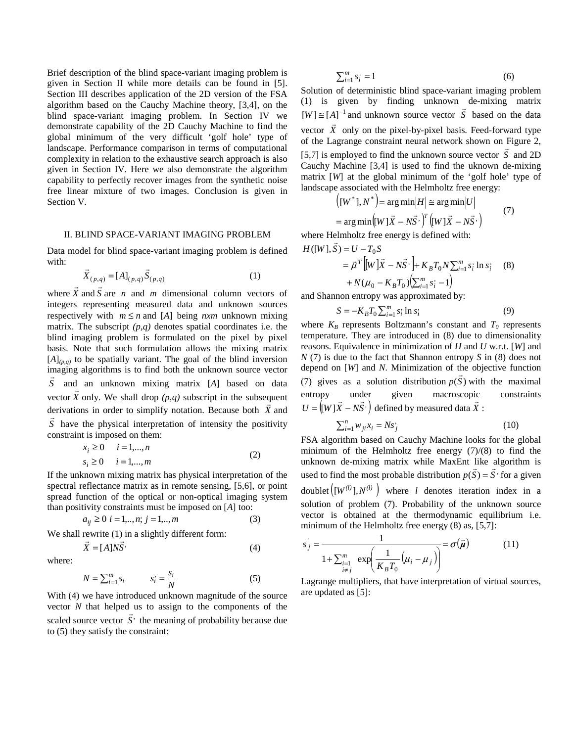Brief description of the blind space-variant imaging problem is given in Section II while more details can be found in [5]. Section III describes application of the 2D version of the FSA algorithm based on the Cauchy Machine theory, [3,4], on the blind space-variant imaging problem. In Section IV we demonstrate capability of the 2D Cauchy Machine to find the global minimum of the very difficult 'golf hole' type of landscape. Performance comparison in terms of computational complexity in relation to the exhaustive search approach is also given in Section IV. Here we also demonstrate the algorithm capability to perfectly recover images from the synthetic noise free linear mixture of two images. Conclusion is given in Section V.

## II. BLIND SPACE-VARIANT IMAGING PROBLEM

Data model for blind space-variant imaging problem is defined with:

$$\vec{X}_{(p,q)} = [A]_{(p,q)} \vec{S}_{(p,q)} \tag{1}$$

where $\vec{X}$ and $\vec{S}$ are $n$ and $m$ dimensional column vectors of integers representing measured data and unknown sources respectively with $m \leq n$ and $[A]$ being $nxm$ unknown mixing matrix. The subscript $(p,q)$ denotes spatial coordinates i.e. the blind imaging problem is formulated on the pixel by pixel basis. Note that such formulation allows the mixing matrix $[A]_{(p,q)}$ to be spatially variant. The goal of the blind inversion imaging algorithms is to find both the unknown source vector $\vec{S}$ and an unknown mixing matrix $[A]$ based on data vector $\vec{X}$ only. We shall drop $(p,q)$ subscript in the subsequent derivations in order to simplify notation. Because both $\vec{X}$ and $\vec{S}$ have the physical interpretation of intensity the positivity constraint is imposed on them:

$$\begin{aligned} x_i &\geq 0 \quad i = 1,...,n \\ s_i &\geq 0 \quad i = 1,...,m \end{aligned} \tag{2}$$

If the unknown mixing matrix has physical interpretation of the spectral reflectance matrix as in remote sensing, [5,6], or point spread function of the optical or non-optical imaging system than positivity constraints must be imposed on $[A]$ too:

$$a_{ij} \geq 0 \;\; i = 1,..,n; \; j = 1,..,m \tag{3}$$

We shall rewrite (1) in a slightly different form:

$$\vec{X} = [A] N \vec{S}' \tag{4}$$

where:

$$N = \sum_{i=1}^{m} s_i \qquad s'_i = \frac{s_i}{N} \tag{5}$$

With (4) we have introduced unknown magnitude of the source vector $N$ that helped us to assign to the components of the scaled source vector $\vec{S}'$ the meaning of probability because due to (5) they satisfy the constraint:

$$\sum_{i=1}^{m} s'_i = 1 \tag{6}$$

Solution of deterministic blind space-variant imaging problem (1) is given by finding unknown de-mixing matrix $[W] \cong [A]^{-1}$ and unknown source vector $\vec{S}$ based on the data vector $\vec{X}$ only on the pixel-by-pixel basis. Feed-forward type of the Lagrange constraint neural network shown on Figure 2, [5,7] is employed to find the unknown source vector $\vec{S}$ and 2D Cauchy Machine [3,4] is used to find the uknown de-mixing matrix $[W]$ at the global minimum of the 'golf hole' type of landscape associated with the Helmholtz free energy:

$$\begin{aligned} \left([W^*], N^*\right) &= \arg\min\left|H\right| \cong \arg\min\left|U\right| \\ &= \arg\min\left([W]\vec{X} - N\vec{S}'\right)^T \left([W]\vec{X} - N\vec{S}'\right) \end{aligned} \tag{7}$$

where Helmholtz free energy is defined with:

$$\begin{aligned} H([W], \vec{S}) &= U - T_0 S \\ &= \vec{\mu}^T \left[[W]\vec{X} - N\vec{S}'\right] + K_B T_0 N \sum_{i=1}^{m} s'_i \ln s'_i \\ &\quad + N(\mu_0 - K_B T_0)\left(\sum_{i=1}^{m} s'_i - 1\right) \end{aligned} \tag{8}$$

and Shannon entropy was approximated by:

$$S = -K_B T_0 \sum_{i=1}^{m} s'_i \ln s'_i \tag{9}$$

where $K_B$ represents Boltzmann's constant and $T_0$ represents temperature. They are introduced in (8) due to dimensionality reasons. Equivalence in minimization of $H$ and $U$ w.r.t. $[W]$ and $N$ (7) is due to the fact that Shannon entropy $S$ in (8) does not depend on $[W]$ and $N$. Minimization of the objective function (7) gives as a solution distribution $p(\vec{S})$ with the maximal entropy under given macroscopic constraints $U = \left([W]\vec{X} - N\vec{S}'\right)$ defined by measured data $\vec{X}$ :

$$\sum_{i=1}^{n} w_{ji} x_i = N s'_j \tag{10}$$

FSA algorithm based on Cauchy Machine looks for the global minimum of the Helmholtz free energy (7)/(8) to find the unknown de-mixing matrix while MaxEnt like algorithm is used to find the most probable distribution $p(\vec{S}) = \vec{S}'$ for a given doublet $\left([W^{(l)}], N^{(l)}\right)$ where $l$ denotes iteration index in a solution of problem (7). Probability of the unknown source vector is obtained at the thermodynamic equilibrium i.e. minimum of the Helmholtz free energy (8) as, [5,7]:

$$s'_j = \frac{1}{1 + \sum_{\substack{i=1 \\ i \neq j}}^{m} \exp\left(\frac{1}{K_B T_0}\left(\mu_i - \mu_j\right)\right)} = \sigma(\vec{\mu}) \tag{11}$$

Lagrange multipliers, that have interpretation of virtual sources, are updated as [5]: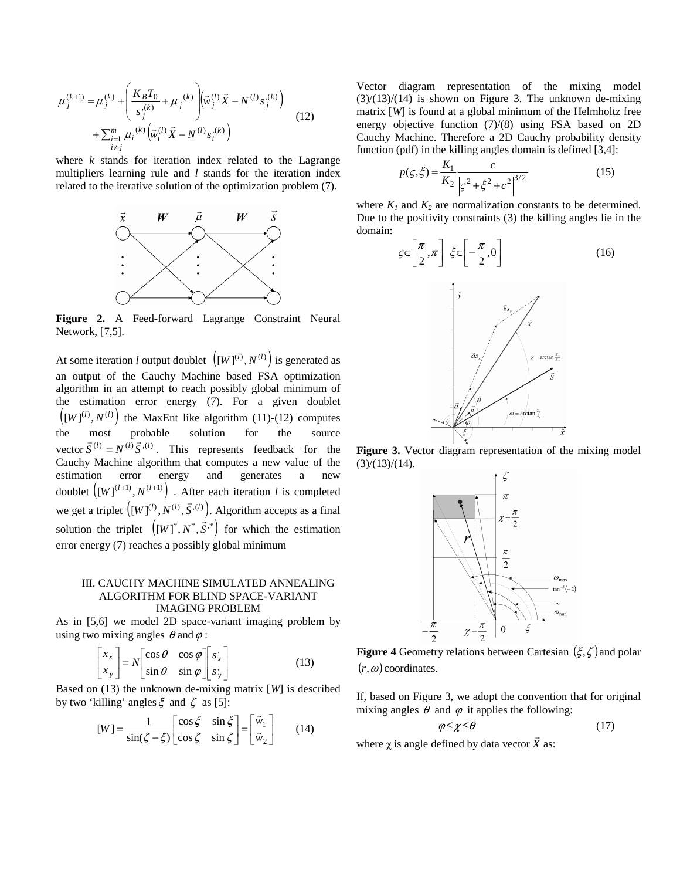$$\mu_j^{(k+1)} = \mu_j^{(k)} + \left(\frac{K_B T_0}{s_j^{,(k)}} + \mu_j^{(k)}\right)\left(\vec{w}_j^{(l)} \vec{X} - N^{(l)} s_j^{,(k)}\right) + \sum_{\substack{i=1 \\ i \neq j}}^{m} \mu_i^{(k)} \left(\vec{w}_i^{(l)} \vec{X} - N^{(l)} s_i^{,(k)}\right) \tag{12}$$

where $k$ stands for iteration index related to the Lagrange multipliers learning rule and $l$ stands for the iteration index related to the iterative solution of the optimization problem (7).

**Figure 2.** A Feed-forward Lagrange Constraint Neural Network, [7,5].

At some iteration $l$ output doublet $\left([W]^{(l)}, N^{(l)}\right)$ is generated as an output of the Cauchy Machine based FSA optimization algorithm in an attempt to reach possibly global minimum of the estimation error energy (7). For a given doublet $\left([W]^{(l)}, N^{(l)}\right)$ the MaxEnt like algorithm (11)-(12) computes the most probable solution for the source vector $\vec{S}^{(l)} = N^{(l)} \vec{S}^{,(l)}$. This represents feedback for the Cauchy Machine algorithm that computes a new value of the estimation error energy and generates a new doublet $\left([W]^{(l+1)}, N^{(l+1)}\right)$. After each iteration $l$ is completed we get a triplet $\left([W]^{(l)}, N^{(l)}, \vec{S}^{,(l)}\right)$. Algorithm accepts as a final solution the triplet $\left([W]^{*}, N^{*}, \vec{S}^{,*}\right)$ for which the estimation error energy (7) reaches a possibly global minimum

## III. CAUCHY MACHINE SIMULATED ANNEALING ALGORITHM FOR BLIND SPACE-VARIANT IMAGING PROBLEM

As in [5,6] we model 2D space-variant imaging problem by using two mixing angles $\theta$ and $\varphi$ :

$$\begin{bmatrix} x_x \\ x_y \end{bmatrix} = N \begin{bmatrix} \cos\theta & \cos\varphi \\ \sin\theta & \sin\varphi \end{bmatrix} \begin{bmatrix} s_x' \\ s_y' \end{bmatrix} \tag{13}$$

Based on (13) the unknown de-mixing matrix [$W$] is described by two 'killing' angles $\xi$ and $\zeta$ as [5]:

$$[W] = \frac{1}{\sin(\zeta - \xi)} \begin{bmatrix} \cos\xi & \sin\xi \\ \cos\zeta & \sin\zeta \end{bmatrix} = \begin{bmatrix} \vec{w}_1 \\ \vec{w}_2 \end{bmatrix} \tag{14}$$

Vector diagram representation of the mixing model (3)/(13)/(14) is shown on Figure 3. The unknown de-mixing matrix [$W$] is found at a global minimum of the Helmholtz free energy objective function (7)/(8) using FSA based on 2D Cauchy Machine. Therefore a 2D Cauchy probability density function (pdf) in the killing angles domain is defined [3,4]:

$$p(\varsigma, \xi) = \frac{K_1}{K_2} \frac{c}{\left|\varsigma^2 + \xi^2 + c^2\right|^{3/2}} \tag{15}$$

where $K_1$ and $K_2$ are normalization constants to be determined. Due to the positivity constraints (3) the killing angles lie in the domain:

$$\varsigma \in \left[\frac{\pi}{2}, \pi\right] \quad \xi \in \left[-\frac{\pi}{2}, 0\right] \tag{16}$$

**Figure 3.** Vector diagram representation of the mixing model (3)/(13)/(14).

**Figure 4** Geometry relations between Cartesian $(\xi, \zeta)$ and polar $(r, \omega)$ coordinates.

If, based on Figure 3, we adopt the convention that for original mixing angles $\theta$ and $\varphi$ it applies the following:

$$\varphi \leq \chi \leq \theta \tag{17}$$

where $\chi$ is angle defined by data vector $\vec{X}$ as: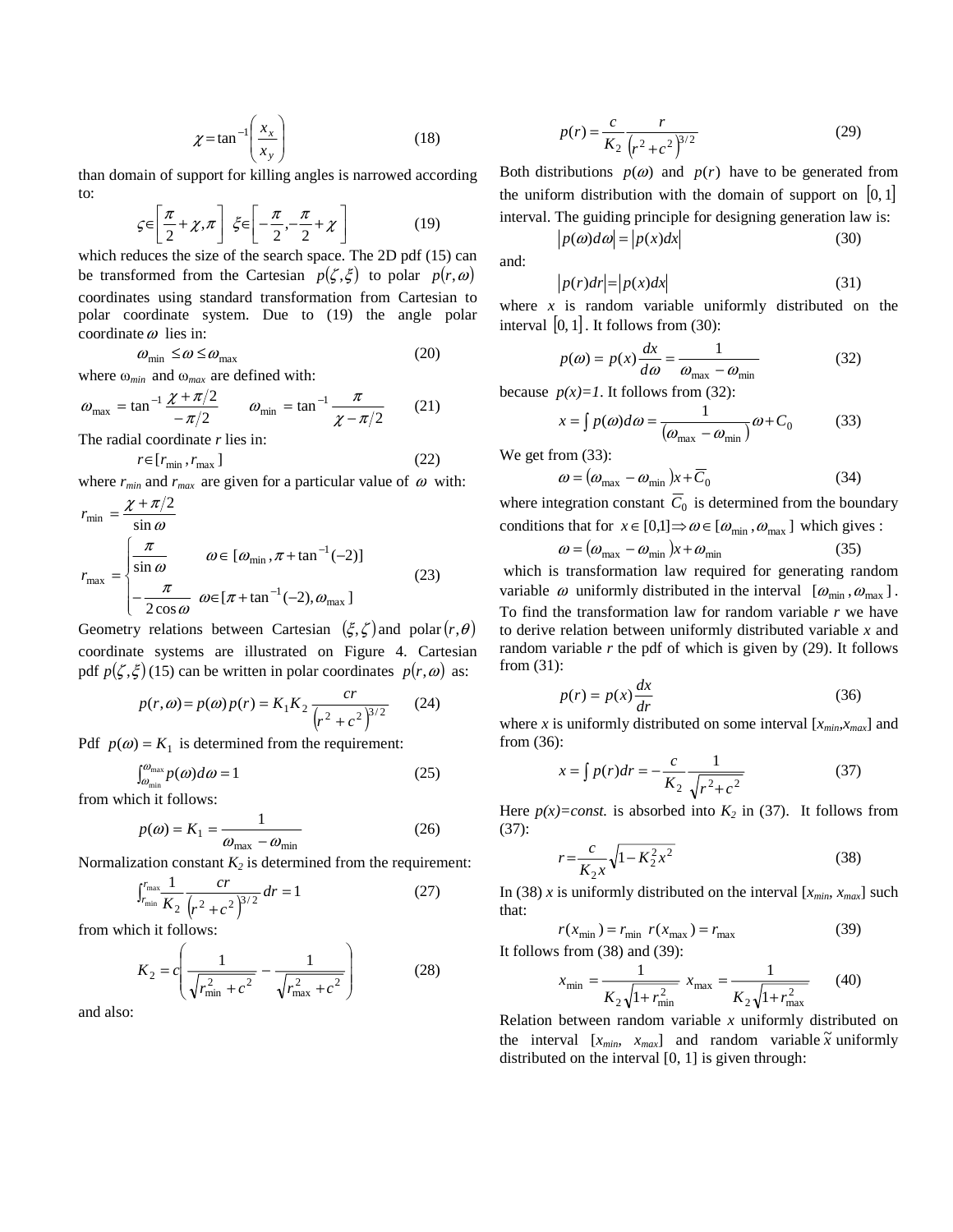$$\chi = \tan^{-1}\left(\frac{x_x}{x_y}\right) \tag{18}$$

than domain of support for killing angles is narrowed according to:

$$\varsigma \in \left[\frac{\pi}{2}+\chi, \pi\right] \;\; \xi \in \left[-\frac{\pi}{2}, -\frac{\pi}{2}+\chi\right] \tag{19}$$

which reduces the size of the search space. The 2D pdf (15) can be transformed from the Cartesian $p(\zeta,\xi)$ to polar $p(r,\omega)$ coordinates using standard transformation from Cartesian to polar coordinate system. Due to (19) the angle polar coordinate $\omega$ lies in:

$$\omega_{\min} \le \omega \le \omega_{\max} \tag{20}$$

where $\omega_{min}$ and $\omega_{max}$ are defined with:

$$\omega_{\max} = \tan^{-1}\frac{\chi+\pi/2}{-\pi/2} \qquad \omega_{\min} = \tan^{-1}\frac{\pi}{\chi-\pi/2} \tag{21}$$

The radial coordinate $r$ lies in:

$$r \in [r_{\min}, r_{\max}] \tag{22}$$

where $r_{min}$ and $r_{max}$ are given for a particular value of $\omega$ with:

$$r_{\min} = \frac{\chi+\pi/2}{\sin\omega}$$
$$r_{\max} = \begin{cases} \dfrac{\pi}{\sin\omega} & \omega \in [\omega_{\min}, \pi+\tan^{-1}(-2)] \\ -\dfrac{\pi}{2\cos\omega} & \omega \in [\pi+\tan^{-1}(-2), \omega_{\max}] \end{cases} \tag{23}$$

Geometry relations between Cartesian $(\xi,\zeta)$ and polar $(r,\theta)$ coordinate systems are illustrated on Figure 4. Cartesian pdf $p(\zeta,\xi)$ (15) can be written in polar coordinates $p(r,\omega)$ as:

$$p(r,\omega) = p(\omega)p(r) = K_1K_2\frac{cr}{\left(r^2+c^2\right)^{3/2}} \tag{24}$$

Pdf $p(\omega) = K_1$ is determined from the requirement:

$$\int_{\omega_{\min}}^{\omega_{\max}} p(\omega)d\omega = 1 \tag{25}$$

from which it follows:

$$p(\omega) = K_1 = \frac{1}{\omega_{\max}-\omega_{\min}} \tag{26}$$

Normalization constant $K_2$ is determined from the requirement:

$$\int_{r_{\min}}^{r_{\max}} \frac{1}{K_2}\frac{cr}{\left(r^2+c^2\right)^{3/2}}dr = 1 \tag{27}$$

from which it follows:

$$K_2 = c\left(\frac{1}{\sqrt{r_{\min}^2+c^2}} - \frac{1}{\sqrt{r_{\max}^2+c^2}}\right) \tag{28}$$

and also:

$$p(r) = \frac{c}{K_2}\frac{r}{\left(r^2+c^2\right)^{3/2}} \tag{29}$$

Both distributions $p(\omega)$ and $p(r)$ have to be generated from the uniform distribution with the domain of support on $[0,1]$ interval. The guiding principle for designing generation law is:

$$\left|p(\omega)d\omega\right| = \left|p(x)dx\right| \tag{30}$$

and:

$$\left|p(r)dr\right| = \left|p(x)dx\right| \tag{31}$$

where $x$ is random variable uniformly distributed on the interval $[0,1]$. It follows from (30):

$$p(\omega) = p(x)\frac{dx}{d\omega} = \frac{1}{\omega_{\max}-\omega_{\min}} \tag{32}$$

because $p(x)=1$. It follows from (32):

$$x = \int p(\omega)d\omega = \frac{1}{\left(\omega_{\max}-\omega_{\min}\right)}\omega + C_0 \tag{33}$$

We get from (33):

$$\omega = \left(\omega_{\max}-\omega_{\min}\right)x + \overline{C}_0 \tag{34}$$

where integration constant $\overline{C}_0$ is determined from the boundary conditions that for $x \in [0,1] \Rightarrow \omega \in [\omega_{\min}, \omega_{\max}]$ which gives :

$$\omega = \left(\omega_{\max}-\omega_{\min}\right)x + \omega_{\min} \tag{35}$$

which is transformation law required for generating random variable $\omega$ uniformly distributed in the interval $[\omega_{\min}, \omega_{\max}]$. To find the transformation law for random variable $r$ we have to derive relation between uniformly distributed variable $x$ and random variable $r$ the pdf of which is given by (29). It follows from (31):

$$p(r) = p(x)\frac{dx}{dr} \tag{36}$$

where $x$ is uniformly distributed on some interval $[x_{min}, x_{max}]$ and from (36):

$$x = \int p(r)dr = -\frac{c}{K_2}\frac{1}{\sqrt{r^2+c^2}} \tag{37}$$

Here $p(x)=const.$ is absorbed into $K_2$ in (37). It follows from (37):

$$r = \frac{c}{K_2x}\sqrt{1-K_2^2x^2} \tag{38}$$

In (38) $x$ is uniformly distributed on the interval $[x_{min}, x_{max}]$ such that:

$$r(x_{\min}) = r_{\min} \;\; r(x_{\max}) = r_{\max} \tag{39}$$

It follows from (38) and (39):

$$x_{\min} = \frac{1}{K_2\sqrt{1+r_{\min}^2}} \;\; x_{\max} = \frac{1}{K_2\sqrt{1+r_{\max}^2}} \tag{40}$$

Relation between random variable $x$ uniformly distributed on the interval $[x_{min}, x_{max}]$ and random variable $\tilde{x}$ uniformly distributed on the interval [0, 1] is given through: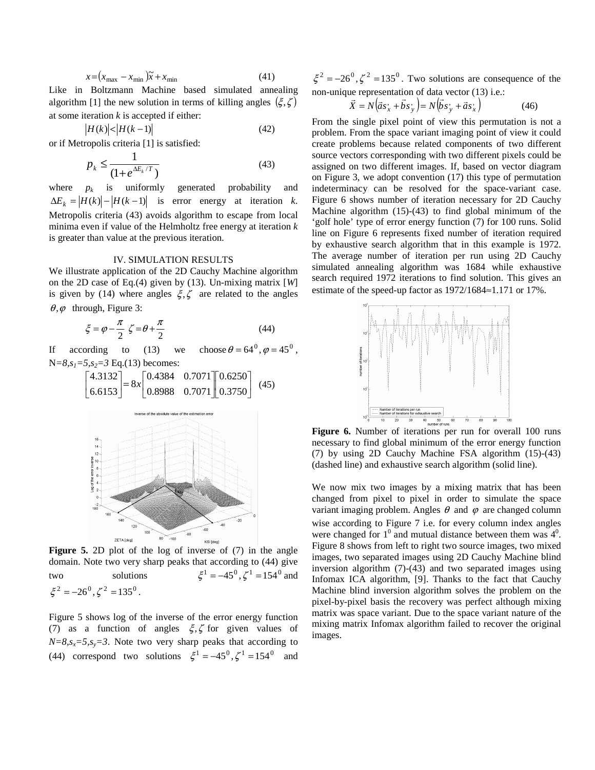$$x = (x_{\max} - x_{\min})\tilde{x} + x_{\min} \quad (41)$$

Like in Boltzmann Machine based simulated annealing algorithm [1] the new solution in terms of killing angles $(\xi, \zeta)$ at some iteration *k* is accepted if either:

$$|H(k)| < |H(k-1)| \quad (42)$$

or if Metropolis criteria [1] is satisfied:

$$p_k \leq \frac{1}{(1+e^{\Delta E_k / T})} \quad (43)$$

where $p_k$ is uniformly generated probability and $\Delta E_k = |H(k)| - |H(k-1)|$ is error energy at iteration *k*. Metropolis criteria (43) avoids algorithm to escape from local minima even if value of the Helmholtz free energy at iteration *k* is greater than value at the previous iteration.

## IV. SIMULATION RESULTS

We illustrate application of the 2D Cauchy Machine algorithm on the 2D case of Eq.(4) given by (13). Un-mixing matrix [*W*] is given by (14) where angles $\xi, \zeta$ are related to the angles $\theta, \varphi$ through, Figure 3:

$$\xi = \varphi - \frac{\pi}{2} \quad \zeta = \theta + \frac{\pi}{2} \quad (44)$$

If according to (13) we choose $\theta = 64^0, \varphi = 45^0$, $N=8, s_1=5, s_2=3$ Eq.(13) becomes:

$$\begin{bmatrix} 4.3132 \\ 6.6153 \end{bmatrix} = 8x \begin{bmatrix} 0.4384 & 0.7071 \\ 0.8988 & 0.7071 \end{bmatrix} \begin{bmatrix} 0.6250 \\ 0.3750 \end{bmatrix} \quad (45)$$

**Figure 5.** 2D plot of the log of inverse of (7) in the angle domain. Note two very sharp peaks that according to (44) give two solutions $\xi^1 = -45^0, \zeta^1 = 154^0$ and $\xi^2 = -26^0, \zeta^2 = 135^0$.

Figure 5 shows log of the inverse of the error energy function (7) as a function of angles $\xi, \zeta$ for given values of $N=8, s_x=5, s_y=3$. Note two very sharp peaks that according to (44) correspond two solutions $\xi^1 = -45^0, \zeta^1 = 154^0$ and $\xi^2 = -26^0, \zeta^2 = 135^0$. Two solutions are consequence of the non-unique representation of data vector (13) i.e.:

$$\vec{X} = N\left(\vec{a}s'_x + \vec{b}s'_y\right) = N\left(\vec{b}s'_y + \vec{a}s'_x\right) \quad (46)$$

From the single pixel point of view this permutation is not a problem. From the space variant imaging point of view it could create problems because related components of two different source vectors corresponding with two different pixels could be assigned on two different images. If, based on vector diagram on Figure 3, we adopt convention (17) this type of permutation indeterminacy can be resolved for the space-variant case. Figure 6 shows number of iteration necessary for 2D Cauchy Machine algorithm (15)-(43) to find global minimum of the 'golf hole' type of error energy function (7) for 100 runs. Solid line on Figure 6 represents fixed number of iteration required by exhaustive search algorithm that in this example is 1972. The average number of iteration per run using 2D Cauchy simulated annealing algorithm was 1684 while exhaustive search required 1972 iterations to find solution. This gives an estimate of the speed-up factor as 1972/1684≈1.171 or 17%.

**Figure 6.** Number of iterations per run for overall 100 runs necessary to find global minimum of the error energy function (7) by using 2D Cauchy Machine FSA algorithm (15)-(43) (dashed line) and exhaustive search algorithm (solid line).

We now mix two images by a mixing matrix that has been changed from pixel to pixel in order to simulate the space variant imaging problem. Angles $\theta$ and $\varphi$ are changed column wise according to Figure 7 i.e. for every column index angles were changed for $1^0$ and mutual distance between them was $4^0$. Figure 8 shows from left to right two source images, two mixed images, two separated images using 2D Cauchy Machine blind inversion algorithm (7)-(43) and two separated images using Infomax ICA algorithm, [9]. Thanks to the fact that Cauchy Machine blind inversion algorithm solves the problem on the pixel-by-pixel basis the recovery was perfect although mixing matrix was space variant. Due to the space variant nature of the mixing matrix Infomax algorithm failed to recover the original images.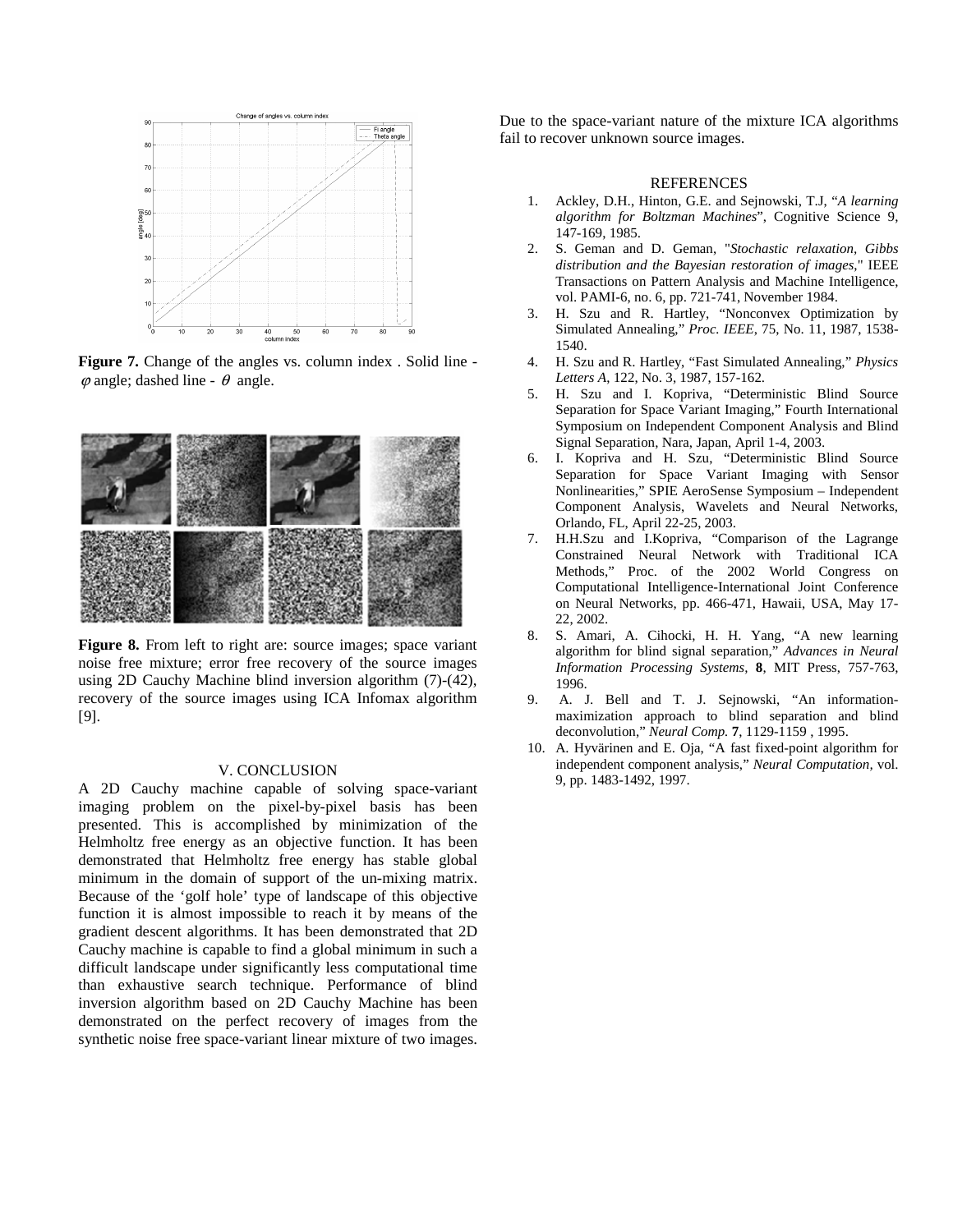Change of angles vs. column index

90
80
70
60
50
40
30
20
10
0

angle [deg]

0 10 20 30 40 50 60 70 80 90

column index

Fi angle
Theta angle

**Figure 7.** Change of the angles vs. column index . Solid line - $\varphi$ angle; dashed line - $\theta$ angle.

**Figure 8.** From left to right are: source images; space variant noise free mixture; error free recovery of the source images using 2D Cauchy Machine blind inversion algorithm (7)-(42), recovery of the source images using ICA Infomax algorithm [9].

## V. CONCLUSION

A 2D Cauchy machine capable of solving space-variant imaging problem on the pixel-by-pixel basis has been presented. This is accomplished by minimization of the Helmholtz free energy as an objective function. It has been demonstrated that Helmholtz free energy has stable global minimum in the domain of support of the un-mixing matrix. Because of the 'golf hole' type of landscape of this objective function it is almost impossible to reach it by means of the gradient descent algorithms. It has been demonstrated that 2D Cauchy machine is capable to find a global minimum in such a difficult landscape under significantly less computational time than exhaustive search technique. Performance of blind inversion algorithm based on 2D Cauchy Machine has been demonstrated on the perfect recovery of images from the synthetic noise free space-variant linear mixture of two images. Due to the space-variant nature of the mixture ICA algorithms fail to recover unknown source images.

## REFERENCES

1. Ackley, D.H., Hinton, G.E. and Sejnowski, T.J, "*A learning algorithm for Boltzman Machines*", Cognitive Science 9, 147-169, 1985.
2. S. Geman and D. Geman, "*Stochastic relaxation, Gibbs distribution and the Bayesian restoration of images*," IEEE Transactions on Pattern Analysis and Machine Intelligence, vol. PAMI-6, no. 6, pp. 721-741, November 1984.
3. H. Szu and R. Hartley, "Nonconvex Optimization by Simulated Annealing," *Proc. IEEE*, 75, No. 11, 1987, 1538-1540.
4. H. Szu and R. Hartley, "Fast Simulated Annealing," *Physics Letters A*, 122, No. 3, 1987, 157-162.
5. H. Szu and I. Kopriva, "Deterministic Blind Source Separation for Space Variant Imaging," Fourth International Symposium on Independent Component Analysis and Blind Signal Separation, Nara, Japan, April 1-4, 2003.
6. I. Kopriva and H. Szu, "Deterministic Blind Source Separation for Space Variant Imaging with Sensor Nonlinearities," SPIE AeroSense Symposium – Independent Component Analysis, Wavelets and Neural Networks, Orlando, FL, April 22-25, 2003.
7. H.H.Szu and I.Kopriva, "Comparison of the Lagrange Constrained Neural Network with Traditional ICA Methods," Proc. of the 2002 World Congress on Computational Intelligence-International Joint Conference on Neural Networks, pp. 466-471, Hawaii, USA, May 17-22, 2002.
8. S. Amari, A. Cihocki, H. H. Yang, "A new learning algorithm for blind signal separation," *Advances in Neural Information Processing Systems*, **8**, MIT Press, 757-763, 1996.
9. A. J. Bell and T. J. Sejnowski, "An information-maximization approach to blind separation and blind deconvolution," *Neural Comp.* **7**, 1129-1159 , 1995.
10. A. Hyvärinen and E. Oja, "A fast fixed-point algorithm for independent component analysis," *Neural Computation*, vol. 9, pp. 1483-1492, 1997.